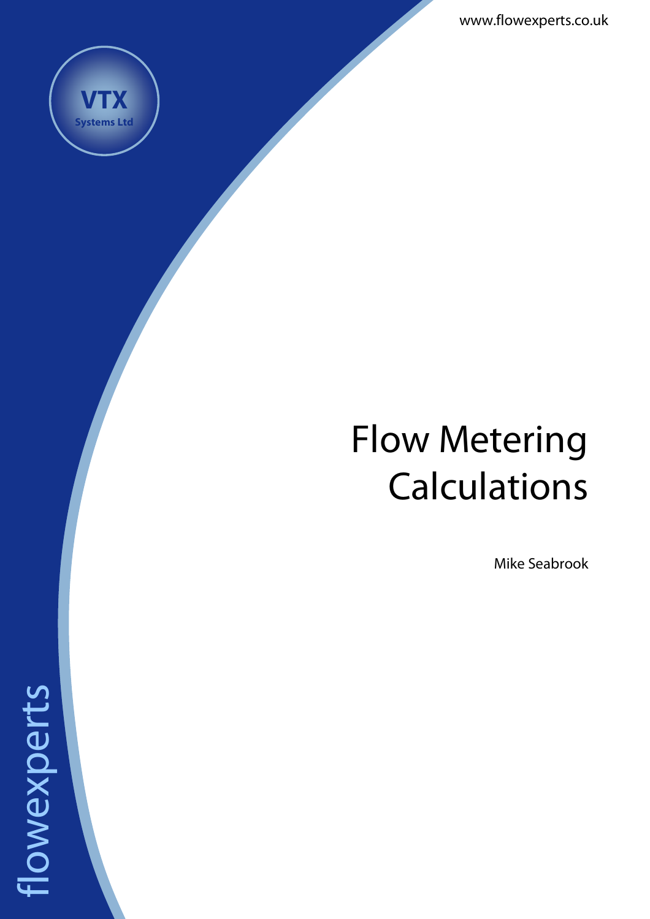www.flowexperts.co.uk

VTX

Systems Ltd

# Flow Metering Calculations

Mike Seabrook

flowexperts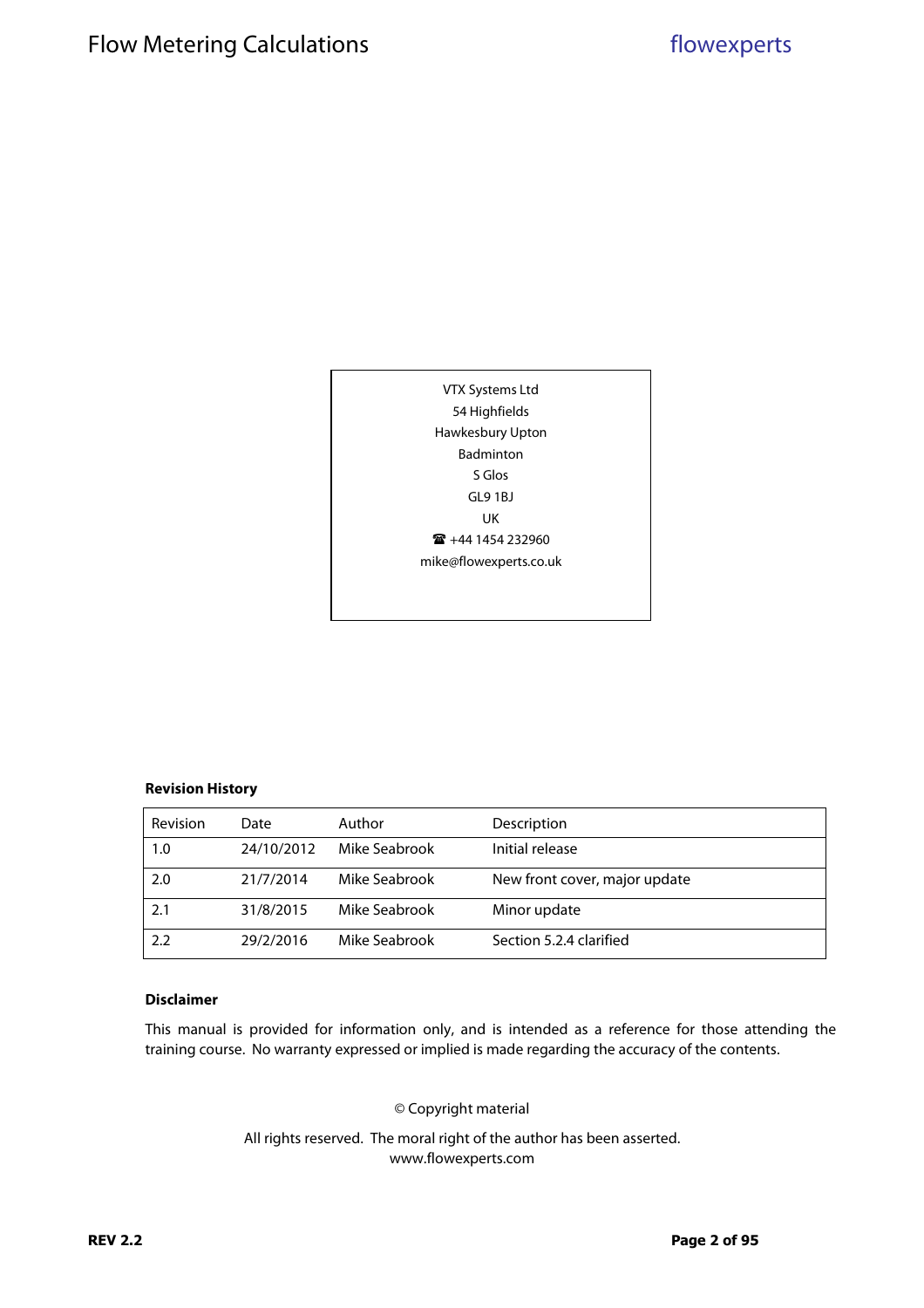VTX Systems Ltd
54 Highfields
Hawkesbury Upton
Badminton
S Glos
GL9 1BJ
UK
☎ +44 1454 232960
mike@flowexperts.co.uk

**Revision History**

| Revision | Date | Author | Description |
|---|---|---|---|
| 1.0 | 24/10/2012 | Mike Seabrook | Initial release |
| 2.0 | 21/7/2014 | Mike Seabrook | New front cover, major update |
| 2.1 | 31/8/2015 | Mike Seabrook | Minor update |
| 2.2 | 29/2/2016 | Mike Seabrook | Section 5.2.4 clarified |

**Disclaimer**

This manual is provided for information only, and is intended as a reference for those attending the training course. No warranty expressed or implied is made regarding the accuracy of the contents.

© Copyright material

All rights reserved. The moral right of the author has been asserted.
www.flowexperts.com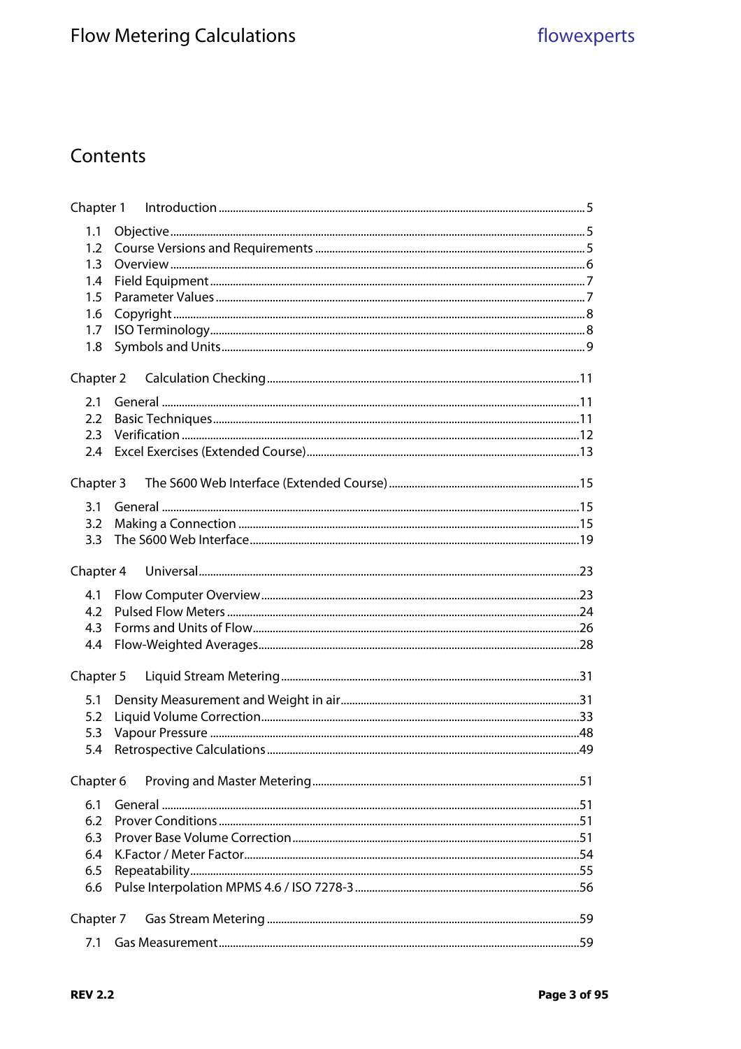# Contents

Chapter 1 Introduction ..... 5

- 1.1 Objective ..... 5
- 1.2 Course Versions and Requirements ..... 5
- 1.3 Overview ..... 6
- 1.4 Field Equipment ..... 7
- 1.5 Parameter Values ..... 7
- 1.6 Copyright ..... 8
- 1.7 ISO Terminology ..... 8
- 1.8 Symbols and Units ..... 9

Chapter 2 Calculation Checking ..... 11

- 2.1 General ..... 11
- 2.2 Basic Techniques ..... 11
- 2.3 Verification ..... 12
- 2.4 Excel Exercises (Extended Course) ..... 13

Chapter 3 The S600 Web Interface (Extended Course) ..... 15

- 3.1 General ..... 15
- 3.2 Making a Connection ..... 15
- 3.3 The S600 Web Interface ..... 19

Chapter 4 Universal ..... 23

- 4.1 Flow Computer Overview ..... 23
- 4.2 Pulsed Flow Meters ..... 24
- 4.3 Forms and Units of Flow ..... 26
- 4.4 Flow-Weighted Averages ..... 28

Chapter 5 Liquid Stream Metering ..... 31

- 5.1 Density Measurement and Weight in air ..... 31
- 5.2 Liquid Volume Correction ..... 33
- 5.3 Vapour Pressure ..... 48
- 5.4 Retrospective Calculations ..... 49

Chapter 6 Proving and Master Metering ..... 51

- 6.1 General ..... 51
- 6.2 Prover Conditions ..... 51
- 6.3 Prover Base Volume Correction ..... 51
- 6.4 K.Factor / Meter Factor ..... 54
- 6.5 Repeatability ..... 55
- 6.6 Pulse Interpolation MPMS 4.6 / ISO 7278-3 ..... 56

Chapter 7 Gas Stream Metering ..... 59

- 7.1 Gas Measurement ..... 59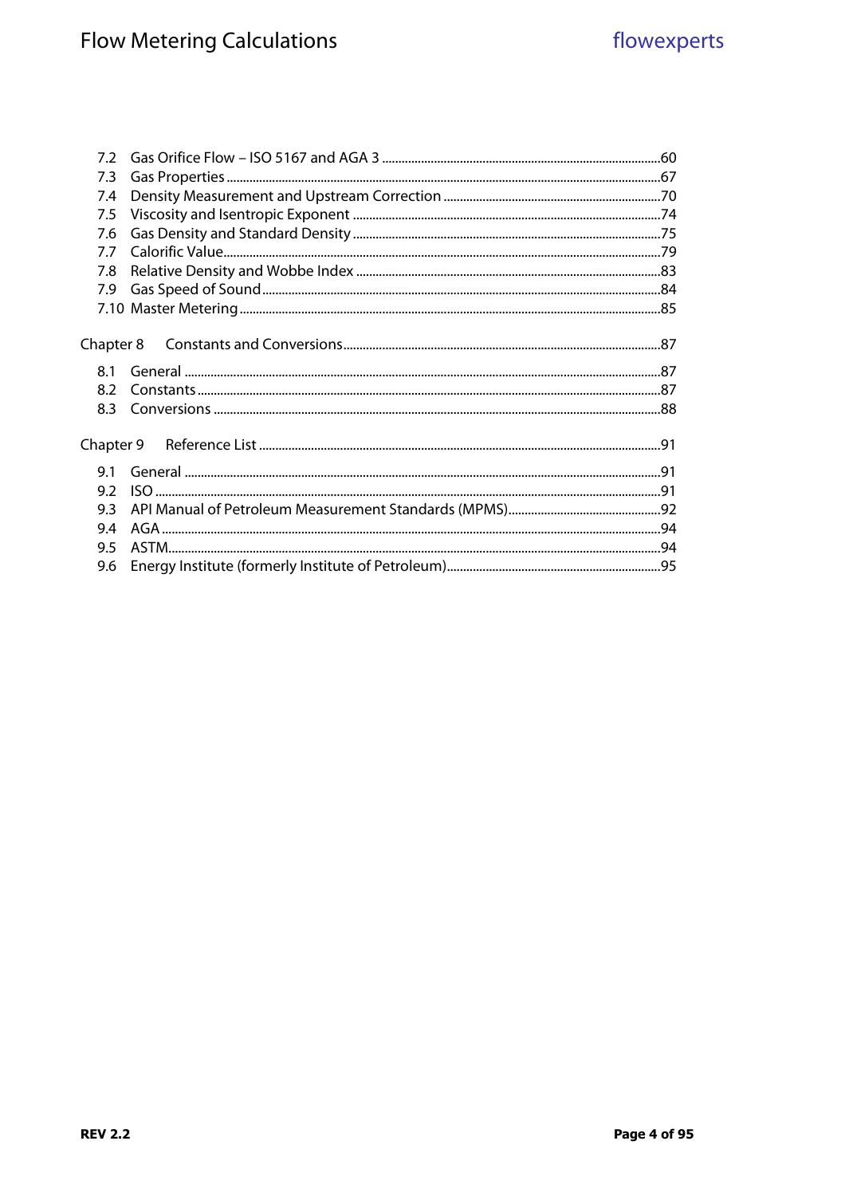7.2 Gas Orifice Flow – ISO 5167 and AGA 3 .....60
7.3 Gas Properties .....67
7.4 Density Measurement and Upstream Correction .....70
7.5 Viscosity and Isentropic Exponent .....74
7.6 Gas Density and Standard Density .....75
7.7 Calorific Value .....79
7.8 Relative Density and Wobbe Index .....83
7.9 Gas Speed of Sound .....84
7.10 Master Metering .....85

Chapter 8 Constants and Conversions .....87

8.1 General .....87
8.2 Constants .....87
8.3 Conversions .....88

Chapter 9 Reference List .....91

9.1 General .....91
9.2 ISO .....91
9.3 API Manual of Petroleum Measurement Standards (MPMS) .....92
9.4 AGA .....94
9.5 ASTM .....94
9.6 Energy Institute (formerly Institute of Petroleum) .....95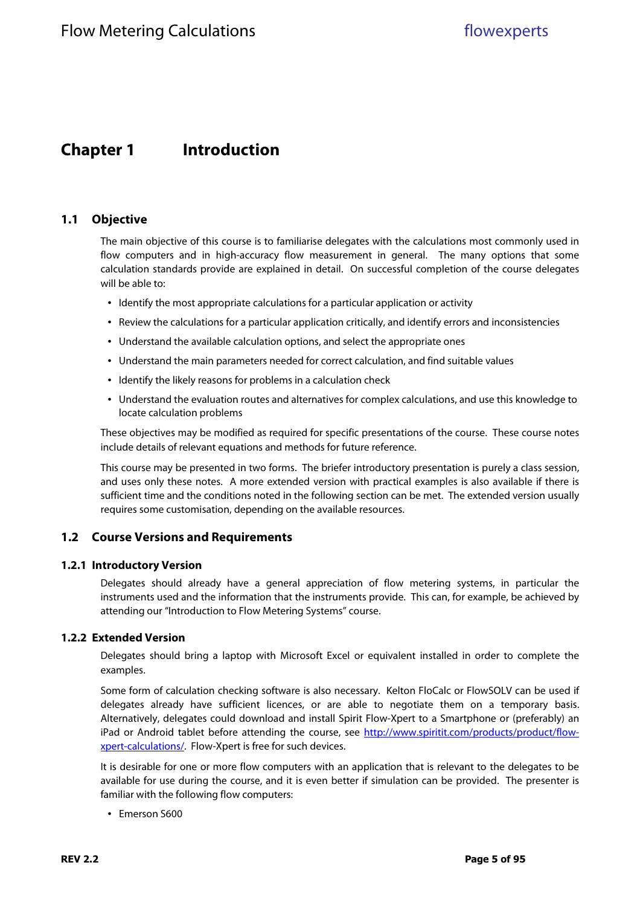# Chapter 1 Introduction

## 1.1 Objective

The main objective of this course is to familiarise delegates with the calculations most commonly used in flow computers and in high-accuracy flow measurement in general. The many options that some calculation standards provide are explained in detail. On successful completion of the course delegates will be able to:

- Identify the most appropriate calculations for a particular application or activity
- Review the calculations for a particular application critically, and identify errors and inconsistencies
- Understand the available calculation options, and select the appropriate ones
- Understand the main parameters needed for correct calculation, and find suitable values
- Identify the likely reasons for problems in a calculation check
- Understand the evaluation routes and alternatives for complex calculations, and use this knowledge to locate calculation problems

These objectives may be modified as required for specific presentations of the course. These course notes include details of relevant equations and methods for future reference.

This course may be presented in two forms. The briefer introductory presentation is purely a class session, and uses only these notes. A more extended version with practical examples is also available if there is sufficient time and the conditions noted in the following section can be met. The extended version usually requires some customisation, depending on the available resources.

## 1.2 Course Versions and Requirements

### 1.2.1 Introductory Version

Delegates should already have a general appreciation of flow metering systems, in particular the instruments used and the information that the instruments provide. This can, for example, be achieved by attending our "Introduction to Flow Metering Systems" course.

### 1.2.2 Extended Version

Delegates should bring a laptop with Microsoft Excel or equivalent installed in order to complete the examples.

Some form of calculation checking software is also necessary. Kelton FloCalc or FlowSOLV can be used if delegates already have sufficient licences, or are able to negotiate them on a temporary basis. Alternatively, delegates could download and install Spirit Flow-Xpert to a Smartphone or (preferably) an iPad or Android tablet before attending the course, see [http://www.spiritit.com/products/product/flow-xpert-calculations/](http://www.spiritit.com/products/product/flow-xpert-calculations/). Flow-Xpert is free for such devices.

It is desirable for one or more flow computers with an application that is relevant to the delegates to be available for use during the course, and it is even better if simulation can be provided. The presenter is familiar with the following flow computers:

- Emerson S600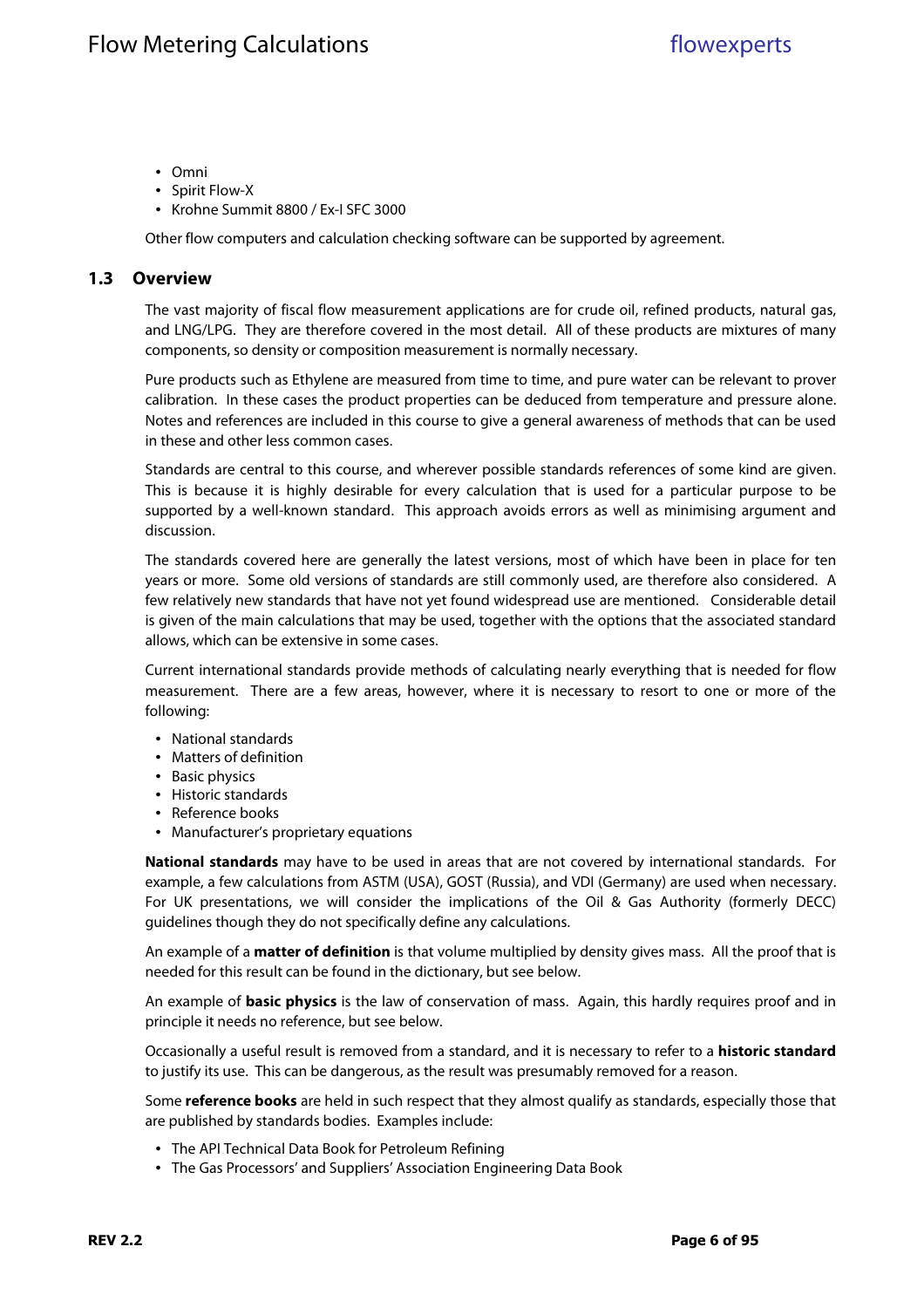- Omni
- Spirit Flow-X
- Krohne Summit 8800 / Ex-I SFC 3000

Other flow computers and calculation checking software can be supported by agreement.

## 1.3 Overview

The vast majority of fiscal flow measurement applications are for crude oil, refined products, natural gas, and LNG/LPG. They are therefore covered in the most detail. All of these products are mixtures of many components, so density or composition measurement is normally necessary.

Pure products such as Ethylene are measured from time to time, and pure water can be relevant to prover calibration. In these cases the product properties can be deduced from temperature and pressure alone. Notes and references are included in this course to give a general awareness of methods that can be used in these and other less common cases.

Standards are central to this course, and wherever possible standards references of some kind are given. This is because it is highly desirable for every calculation that is used for a particular purpose to be supported by a well-known standard. This approach avoids errors as well as minimising argument and discussion.

The standards covered here are generally the latest versions, most of which have been in place for ten years or more. Some old versions of standards are still commonly used, are therefore also considered. A few relatively new standards that have not yet found widespread use are mentioned. Considerable detail is given of the main calculations that may be used, together with the options that the associated standard allows, which can be extensive in some cases.

Current international standards provide methods of calculating nearly everything that is needed for flow measurement. There are a few areas, however, where it is necessary to resort to one or more of the following:

- National standards
- Matters of definition
- Basic physics
- Historic standards
- Reference books
- Manufacturer's proprietary equations

**National standards** may have to be used in areas that are not covered by international standards. For example, a few calculations from ASTM (USA), GOST (Russia), and VDI (Germany) are used when necessary. For UK presentations, we will consider the implications of the Oil & Gas Authority (formerly DECC) guidelines though they do not specifically define any calculations.

An example of a **matter of definition** is that volume multiplied by density gives mass. All the proof that is needed for this result can be found in the dictionary, but see below.

An example of **basic physics** is the law of conservation of mass. Again, this hardly requires proof and in principle it needs no reference, but see below.

Occasionally a useful result is removed from a standard, and it is necessary to refer to a **historic standard** to justify its use. This can be dangerous, as the result was presumably removed for a reason.

Some **reference books** are held in such respect that they almost qualify as standards, especially those that are published by standards bodies. Examples include:

- The API Technical Data Book for Petroleum Refining
- The Gas Processors' and Suppliers' Association Engineering Data Book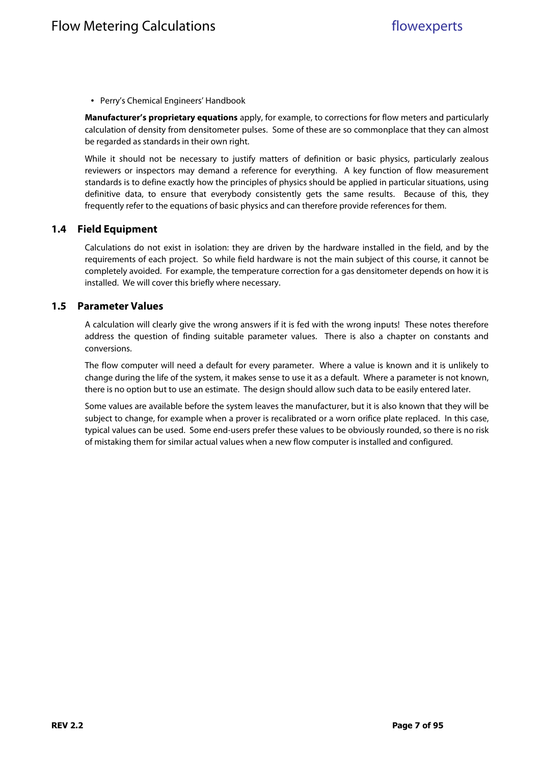- Perry's Chemical Engineers' Handbook

**Manufacturer's proprietary equations** apply, for example, to corrections for flow meters and particularly calculation of density from densitometer pulses. Some of these are so commonplace that they can almost be regarded as standards in their own right.

While it should not be necessary to justify matters of definition or basic physics, particularly zealous reviewers or inspectors may demand a reference for everything. A key function of flow measurement standards is to define exactly how the principles of physics should be applied in particular situations, using definitive data, to ensure that everybody consistently gets the same results. Because of this, they frequently refer to the equations of basic physics and can therefore provide references for them.

## 1.4 Field Equipment

Calculations do not exist in isolation: they are driven by the hardware installed in the field, and by the requirements of each project. So while field hardware is not the main subject of this course, it cannot be completely avoided. For example, the temperature correction for a gas densitometer depends on how it is installed. We will cover this briefly where necessary.

## 1.5 Parameter Values

A calculation will clearly give the wrong answers if it is fed with the wrong inputs! These notes therefore address the question of finding suitable parameter values. There is also a chapter on constants and conversions.

The flow computer will need a default for every parameter. Where a value is known and it is unlikely to change during the life of the system, it makes sense to use it as a default. Where a parameter is not known, there is no option but to use an estimate. The design should allow such data to be easily entered later.

Some values are available before the system leaves the manufacturer, but it is also known that they will be subject to change, for example when a prover is recalibrated or a worn orifice plate replaced. In this case, typical values can be used. Some end-users prefer these values to be obviously rounded, so there is no risk of mistaking them for similar actual values when a new flow computer is installed and configured.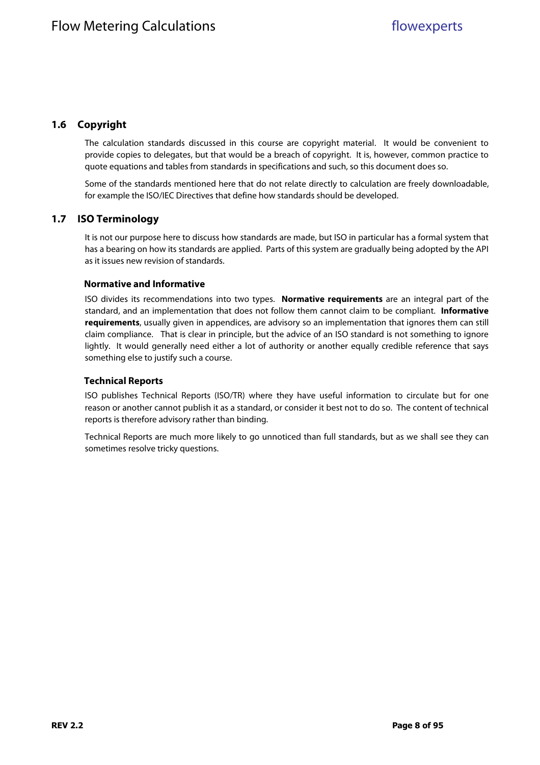## 1.6 Copyright

The calculation standards discussed in this course are copyright material. It would be convenient to provide copies to delegates, but that would be a breach of copyright. It is, however, common practice to quote equations and tables from standards in specifications and such, so this document does so.

Some of the standards mentioned here that do not relate directly to calculation are freely downloadable, for example the ISO/IEC Directives that define how standards should be developed.

## 1.7 ISO Terminology

It is not our purpose here to discuss how standards are made, but ISO in particular has a formal system that has a bearing on how its standards are applied. Parts of this system are gradually being adopted by the API as it issues new revision of standards.

### Normative and Informative

ISO divides its recommendations into two types. **Normative requirements** are an integral part of the standard, and an implementation that does not follow them cannot claim to be compliant. **Informative requirements**, usually given in appendices, are advisory so an implementation that ignores them can still claim compliance. That is clear in principle, but the advice of an ISO standard is not something to ignore lightly. It would generally need either a lot of authority or another equally credible reference that says something else to justify such a course.

### Technical Reports

ISO publishes Technical Reports (ISO/TR) where they have useful information to circulate but for one reason or another cannot publish it as a standard, or consider it best not to do so. The content of technical reports is therefore advisory rather than binding.

Technical Reports are much more likely to go unnoticed than full standards, but as we shall see they can sometimes resolve tricky questions.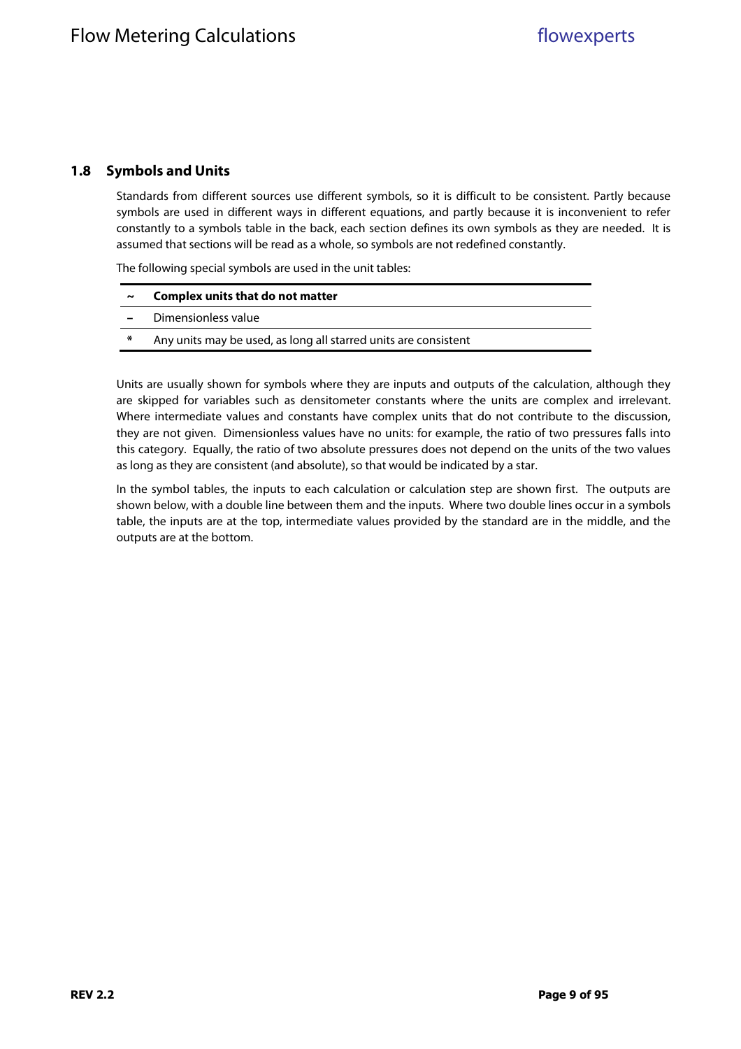## 1.8 Symbols and Units

Standards from different sources use different symbols, so it is difficult to be consistent. Partly because symbols are used in different ways in different equations, and partly because it is inconvenient to refer constantly to a symbols table in the back, each section defines its own symbols as they are needed. It is assumed that sections will be read as a whole, so symbols are not redefined constantly.

The following special symbols are used in the unit tables:

| ~ | **Complex units that do not matter** |
|---|---|
| – | Dimensionless value |
| * | Any units may be used, as long all starred units are consistent |

Units are usually shown for symbols where they are inputs and outputs of the calculation, although they are skipped for variables such as densitometer constants where the units are complex and irrelevant. Where intermediate values and constants have complex units that do not contribute to the discussion, they are not given. Dimensionless values have no units: for example, the ratio of two pressures falls into this category. Equally, the ratio of two absolute pressures does not depend on the units of the two values as long as they are consistent (and absolute), so that would be indicated by a star.

In the symbol tables, the inputs to each calculation or calculation step are shown first. The outputs are shown below, with a double line between them and the inputs. Where two double lines occur in a symbols table, the inputs are at the top, intermediate values provided by the standard are in the middle, and the outputs are at the bottom.